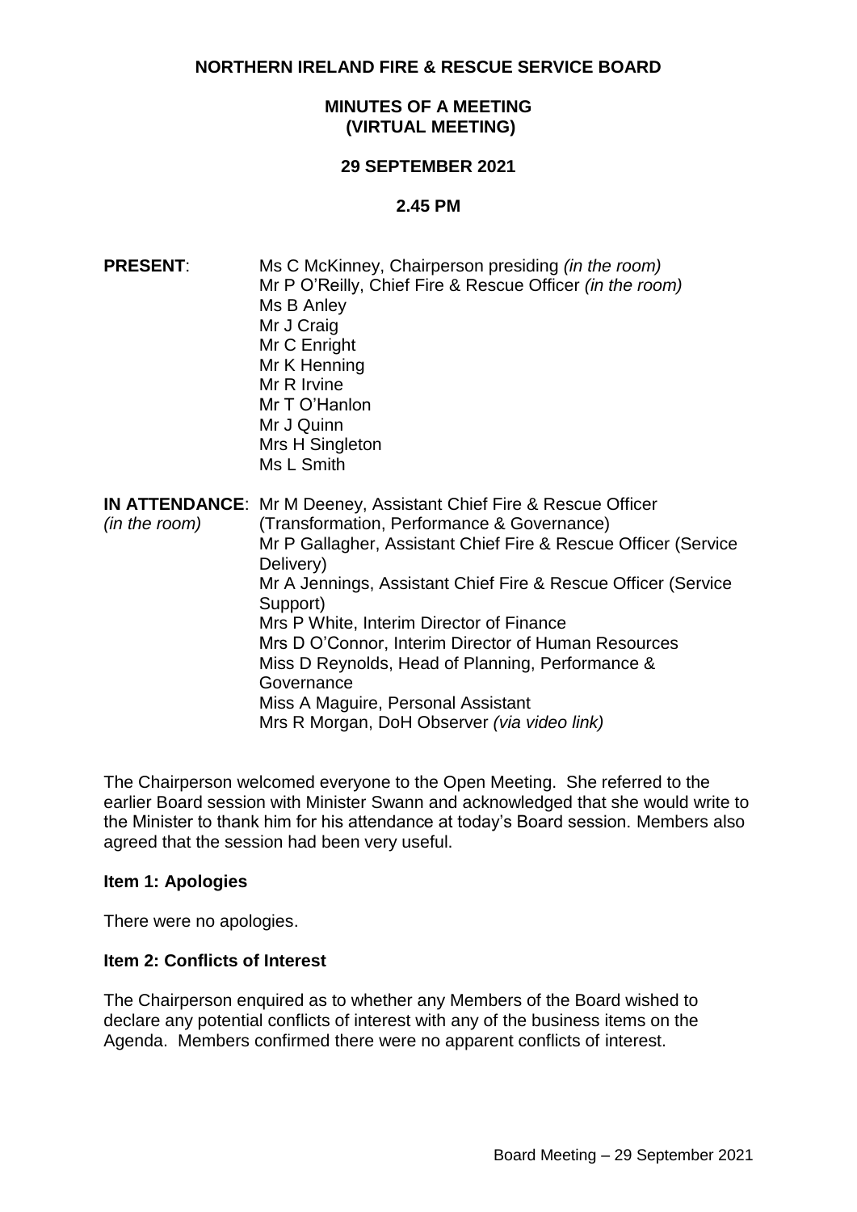# NORTHERN IRELAND FIRE & RESCUE SERVICE BOARD

## MINUTES OF A MEETING (VIRTUAL MEETING)

## 29 SEPTEMBER 2021

## 2.45 PM

**PRESENT**:

Ms C McKinney, Chairperson presiding *(in the room)*
Mr P O'Reilly, Chief Fire & Rescue Officer *(in the room)*
Ms B Anley
Mr J Craig
Mr C Enright
Mr K Henning
Mr R Irvine
Mr T O'Hanlon
Mr J Quinn
Mrs H Singleton
Ms L Smith

**IN ATTENDANCE**: *(in the room)*

Mr M Deeney, Assistant Chief Fire & Rescue Officer (Transformation, Performance & Governance)
Mr P Gallagher, Assistant Chief Fire & Rescue Officer (Service Delivery)
Mr A Jennings, Assistant Chief Fire & Rescue Officer (Service Support)
Mrs P White, Interim Director of Finance
Mrs D O'Connor, Interim Director of Human Resources
Miss D Reynolds, Head of Planning, Performance & Governance
Miss A Maguire, Personal Assistant
Mrs R Morgan, DoH Observer *(via video link)*

The Chairperson welcomed everyone to the Open Meeting. She referred to the earlier Board session with Minister Swann and acknowledged that she would write to the Minister to thank him for his attendance at today's Board session. Members also agreed that the session had been very useful.

### Item 1: Apologies

There were no apologies.

### Item 2: Conflicts of Interest

The Chairperson enquired as to whether any Members of the Board wished to declare any potential conflicts of interest with any of the business items on the Agenda. Members confirmed there were no apparent conflicts of interest.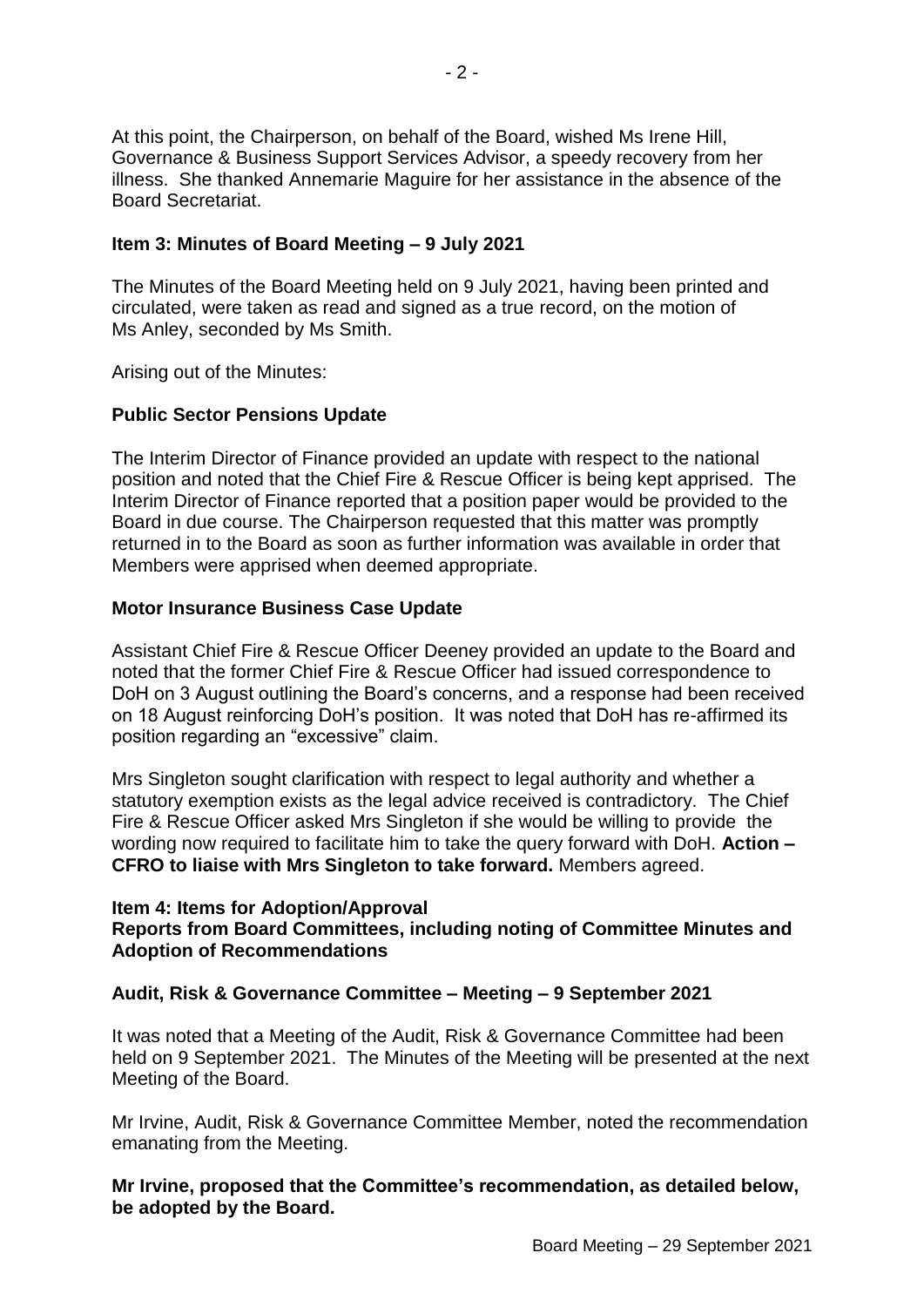At this point, the Chairperson, on behalf of the Board, wished Ms Irene Hill, Governance & Business Support Services Advisor, a speedy recovery from her illness. She thanked Annemarie Maguire for her assistance in the absence of the Board Secretariat.

**Item 3: Minutes of Board Meeting – 9 July 2021**

The Minutes of the Board Meeting held on 9 July 2021, having been printed and circulated, were taken as read and signed as a true record, on the motion of Ms Anley, seconded by Ms Smith.

Arising out of the Minutes:

**Public Sector Pensions Update**

The Interim Director of Finance provided an update with respect to the national position and noted that the Chief Fire & Rescue Officer is being kept apprised. The Interim Director of Finance reported that a position paper would be provided to the Board in due course. The Chairperson requested that this matter was promptly returned in to the Board as soon as further information was available in order that Members were apprised when deemed appropriate.

**Motor Insurance Business Case Update**

Assistant Chief Fire & Rescue Officer Deeney provided an update to the Board and noted that the former Chief Fire & Rescue Officer had issued correspondence to DoH on 3 August outlining the Board's concerns, and a response had been received on 18 August reinforcing DoH's position. It was noted that DoH has re-affirmed its position regarding an "excessive" claim.

Mrs Singleton sought clarification with respect to legal authority and whether a statutory exemption exists as the legal advice received is contradictory. The Chief Fire & Rescue Officer asked Mrs Singleton if she would be willing to provide the wording now required to facilitate him to take the query forward with DoH. **Action – CFRO to liaise with Mrs Singleton to take forward.** Members agreed.

**Item 4: Items for Adoption/Approval**
**Reports from Board Committees, including noting of Committee Minutes and Adoption of Recommendations**

**Audit, Risk & Governance Committee – Meeting – 9 September 2021**

It was noted that a Meeting of the Audit, Risk & Governance Committee had been held on 9 September 2021. The Minutes of the Meeting will be presented at the next Meeting of the Board.

Mr Irvine, Audit, Risk & Governance Committee Member, noted the recommendation emanating from the Meeting.

**Mr Irvine, proposed that the Committee's recommendation, as detailed below, be adopted by the Board.**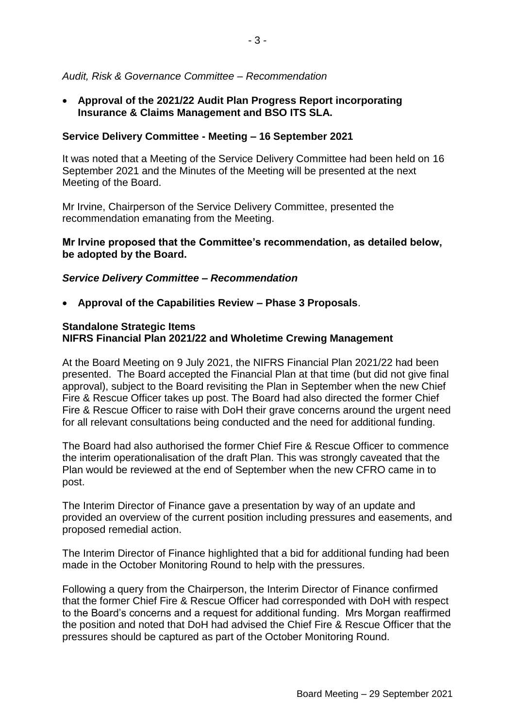*Audit, Risk & Governance Committee – Recommendation*

- **Approval of the 2021/22 Audit Plan Progress Report incorporating Insurance & Claims Management and BSO ITS SLA.**

**Service Delivery Committee - Meeting – 16 September 2021**

It was noted that a Meeting of the Service Delivery Committee had been held on 16 September 2021 and the Minutes of the Meeting will be presented at the next Meeting of the Board.

Mr Irvine, Chairperson of the Service Delivery Committee, presented the recommendation emanating from the Meeting.

**Mr Irvine proposed that the Committee's recommendation, as detailed below, be adopted by the Board.**

***Service Delivery Committee – Recommendation***

- **Approval of the Capabilities Review – Phase 3 Proposals**.

**Standalone Strategic Items**
**NIFRS Financial Plan 2021/22 and Wholetime Crewing Management**

At the Board Meeting on 9 July 2021, the NIFRS Financial Plan 2021/22 had been presented. The Board accepted the Financial Plan at that time (but did not give final approval), subject to the Board revisiting the Plan in September when the new Chief Fire & Rescue Officer takes up post. The Board had also directed the former Chief Fire & Rescue Officer to raise with DoH their grave concerns around the urgent need for all relevant consultations being conducted and the need for additional funding.

The Board had also authorised the former Chief Fire & Rescue Officer to commence the interim operationalisation of the draft Plan. This was strongly caveated that the Plan would be reviewed at the end of September when the new CFRO came in to post.

The Interim Director of Finance gave a presentation by way of an update and provided an overview of the current position including pressures and easements, and proposed remedial action.

The Interim Director of Finance highlighted that a bid for additional funding had been made in the October Monitoring Round to help with the pressures.

Following a query from the Chairperson, the Interim Director of Finance confirmed that the former Chief Fire & Rescue Officer had corresponded with DoH with respect to the Board's concerns and a request for additional funding. Mrs Morgan reaffirmed the position and noted that DoH had advised the Chief Fire & Rescue Officer that the pressures should be captured as part of the October Monitoring Round.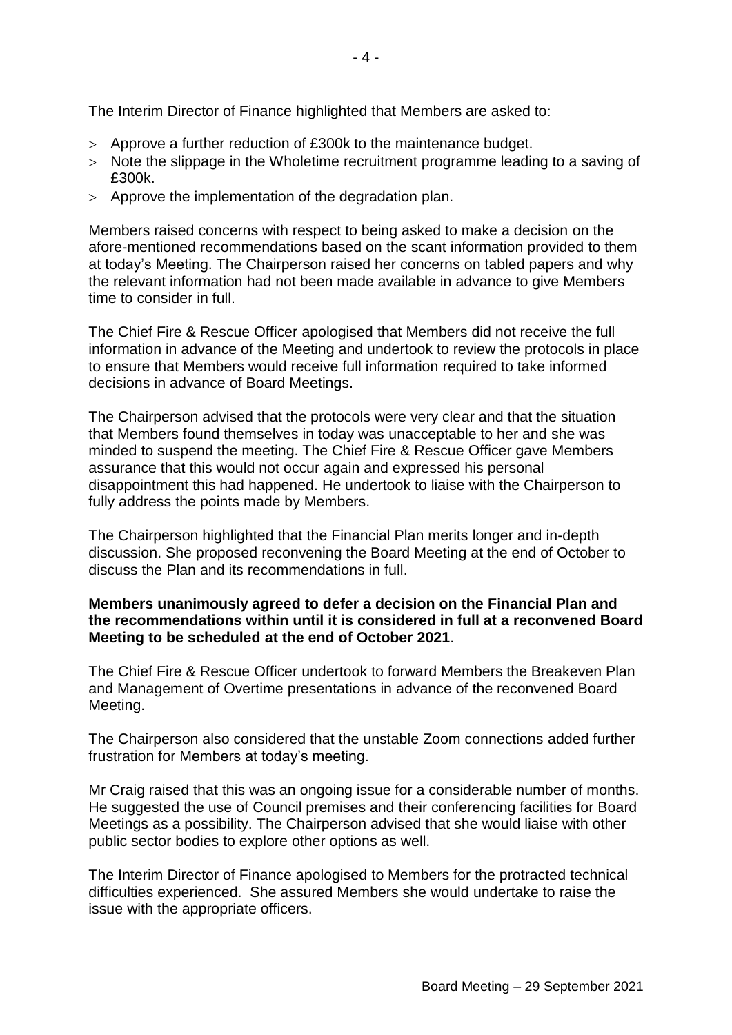The Interim Director of Finance highlighted that Members are asked to:

- Approve a further reduction of £300k to the maintenance budget.
- Note the slippage in the Wholetime recruitment programme leading to a saving of £300k.
- Approve the implementation of the degradation plan.

Members raised concerns with respect to being asked to make a decision on the afore-mentioned recommendations based on the scant information provided to them at today's Meeting. The Chairperson raised her concerns on tabled papers and why the relevant information had not been made available in advance to give Members time to consider in full.

The Chief Fire & Rescue Officer apologised that Members did not receive the full information in advance of the Meeting and undertook to review the protocols in place to ensure that Members would receive full information required to take informed decisions in advance of Board Meetings.

The Chairperson advised that the protocols were very clear and that the situation that Members found themselves in today was unacceptable to her and she was minded to suspend the meeting. The Chief Fire & Rescue Officer gave Members assurance that this would not occur again and expressed his personal disappointment this had happened. He undertook to liaise with the Chairperson to fully address the points made by Members.

The Chairperson highlighted that the Financial Plan merits longer and in-depth discussion. She proposed reconvening the Board Meeting at the end of October to discuss the Plan and its recommendations in full.

**Members unanimously agreed to defer a decision on the Financial Plan and the recommendations within until it is considered in full at a reconvened Board Meeting to be scheduled at the end of October 2021**.

The Chief Fire & Rescue Officer undertook to forward Members the Breakeven Plan and Management of Overtime presentations in advance of the reconvened Board Meeting.

The Chairperson also considered that the unstable Zoom connections added further frustration for Members at today's meeting.

Mr Craig raised that this was an ongoing issue for a considerable number of months. He suggested the use of Council premises and their conferencing facilities for Board Meetings as a possibility. The Chairperson advised that she would liaise with other public sector bodies to explore other options as well.

The Interim Director of Finance apologised to Members for the protracted technical difficulties experienced. She assured Members she would undertake to raise the issue with the appropriate officers.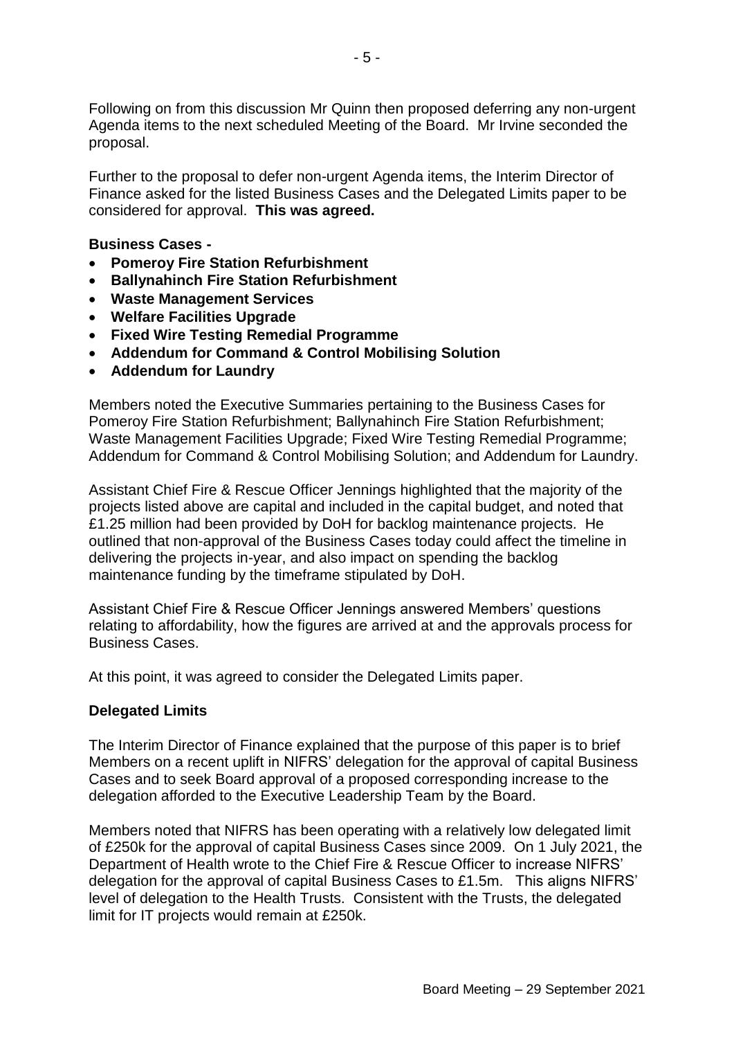Following on from this discussion Mr Quinn then proposed deferring any non-urgent Agenda items to the next scheduled Meeting of the Board. Mr Irvine seconded the proposal.

Further to the proposal to defer non-urgent Agenda items, the Interim Director of Finance asked for the listed Business Cases and the Delegated Limits paper to be considered for approval. **This was agreed.**

**Business Cases -**

- **Pomeroy Fire Station Refurbishment**
- **Ballynahinch Fire Station Refurbishment**
- **Waste Management Services**
- **Welfare Facilities Upgrade**
- **Fixed Wire Testing Remedial Programme**
- **Addendum for Command & Control Mobilising Solution**
- **Addendum for Laundry**

Members noted the Executive Summaries pertaining to the Business Cases for Pomeroy Fire Station Refurbishment; Ballynahinch Fire Station Refurbishment; Waste Management Facilities Upgrade; Fixed Wire Testing Remedial Programme; Addendum for Command & Control Mobilising Solution; and Addendum for Laundry.

Assistant Chief Fire & Rescue Officer Jennings highlighted that the majority of the projects listed above are capital and included in the capital budget, and noted that £1.25 million had been provided by DoH for backlog maintenance projects. He outlined that non-approval of the Business Cases today could affect the timeline in delivering the projects in-year, and also impact on spending the backlog maintenance funding by the timeframe stipulated by DoH.

Assistant Chief Fire & Rescue Officer Jennings answered Members' questions relating to affordability, how the figures are arrived at and the approvals process for Business Cases.

At this point, it was agreed to consider the Delegated Limits paper.

**Delegated Limits**

The Interim Director of Finance explained that the purpose of this paper is to brief Members on a recent uplift in NIFRS' delegation for the approval of capital Business Cases and to seek Board approval of a proposed corresponding increase to the delegation afforded to the Executive Leadership Team by the Board.

Members noted that NIFRS has been operating with a relatively low delegated limit of £250k for the approval of capital Business Cases since 2009. On 1 July 2021, the Department of Health wrote to the Chief Fire & Rescue Officer to increase NIFRS' delegation for the approval of capital Business Cases to £1.5m. This aligns NIFRS' level of delegation to the Health Trusts. Consistent with the Trusts, the delegated limit for IT projects would remain at £250k.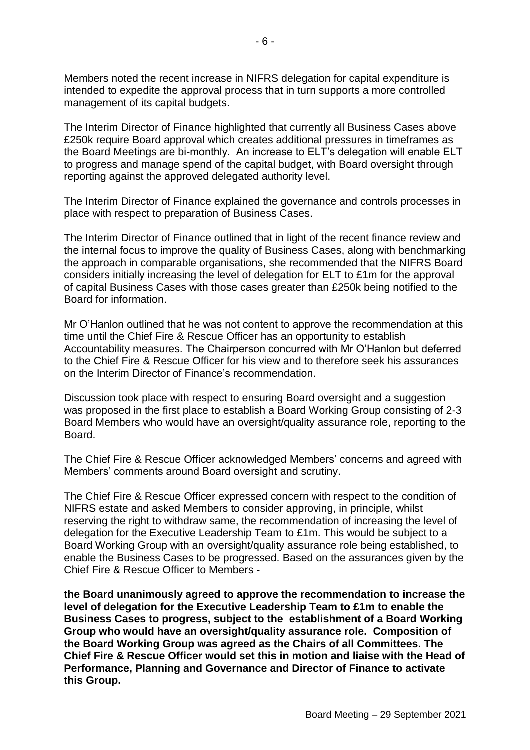Members noted the recent increase in NIFRS delegation for capital expenditure is intended to expedite the approval process that in turn supports a more controlled management of its capital budgets.

The Interim Director of Finance highlighted that currently all Business Cases above £250k require Board approval which creates additional pressures in timeframes as the Board Meetings are bi-monthly. An increase to ELT's delegation will enable ELT to progress and manage spend of the capital budget, with Board oversight through reporting against the approved delegated authority level.

The Interim Director of Finance explained the governance and controls processes in place with respect to preparation of Business Cases.

The Interim Director of Finance outlined that in light of the recent finance review and the internal focus to improve the quality of Business Cases, along with benchmarking the approach in comparable organisations, she recommended that the NIFRS Board considers initially increasing the level of delegation for ELT to £1m for the approval of capital Business Cases with those cases greater than £250k being notified to the Board for information.

Mr O'Hanlon outlined that he was not content to approve the recommendation at this time until the Chief Fire & Rescue Officer has an opportunity to establish Accountability measures. The Chairperson concurred with Mr O'Hanlon but deferred to the Chief Fire & Rescue Officer for his view and to therefore seek his assurances on the Interim Director of Finance's recommendation.

Discussion took place with respect to ensuring Board oversight and a suggestion was proposed in the first place to establish a Board Working Group consisting of 2-3 Board Members who would have an oversight/quality assurance role, reporting to the Board.

The Chief Fire & Rescue Officer acknowledged Members' concerns and agreed with Members' comments around Board oversight and scrutiny.

The Chief Fire & Rescue Officer expressed concern with respect to the condition of NIFRS estate and asked Members to consider approving, in principle, whilst reserving the right to withdraw same, the recommendation of increasing the level of delegation for the Executive Leadership Team to £1m. This would be subject to a Board Working Group with an oversight/quality assurance role being established, to enable the Business Cases to be progressed. Based on the assurances given by the Chief Fire & Rescue Officer to Members -

**the Board unanimously agreed to approve the recommendation to increase the level of delegation for the Executive Leadership Team to £1m to enable the Business Cases to progress, subject to the establishment of a Board Working Group who would have an oversight/quality assurance role. Composition of the Board Working Group was agreed as the Chairs of all Committees. The Chief Fire & Rescue Officer would set this in motion and liaise with the Head of Performance, Planning and Governance and Director of Finance to activate this Group.**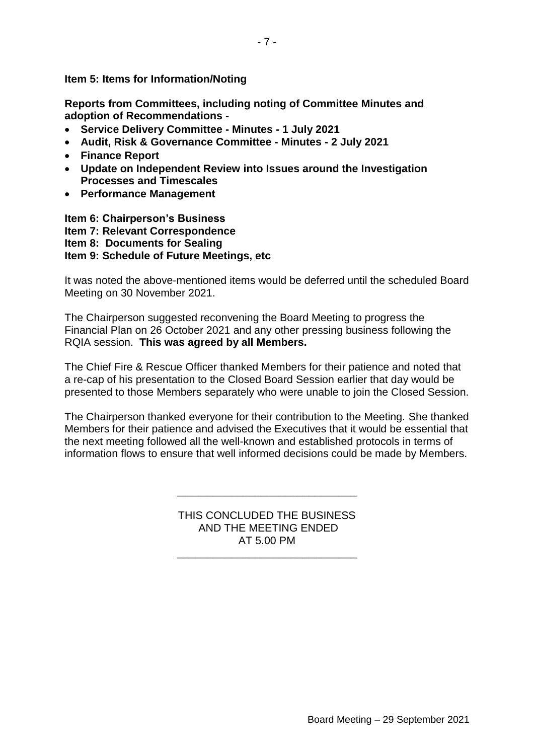**Item 5: Items for Information/Noting**

**Reports from Committees, including noting of Committee Minutes and adoption of Recommendations -**

- **Service Delivery Committee - Minutes - 1 July 2021**
- **Audit, Risk & Governance Committee - Minutes - 2 July 2021**
- **Finance Report**
- **Update on Independent Review into Issues around the Investigation Processes and Timescales**
- **Performance Management**

**Item 6: Chairperson's Business**
**Item 7: Relevant Correspondence**
**Item 8: Documents for Sealing**
**Item 9: Schedule of Future Meetings, etc**

It was noted the above-mentioned items would be deferred until the scheduled Board Meeting on 30 November 2021.

The Chairperson suggested reconvening the Board Meeting to progress the Financial Plan on 26 October 2021 and any other pressing business following the RQIA session. **This was agreed by all Members.**

The Chief Fire & Rescue Officer thanked Members for their patience and noted that a re-cap of his presentation to the Closed Board Session earlier that day would be presented to those Members separately who were unable to join the Closed Session.

The Chairperson thanked everyone for their contribution to the Meeting. She thanked Members for their patience and advised the Executives that it would be essential that the next meeting followed all the well-known and established protocols in terms of information flows to ensure that well informed decisions could be made by Members.

---

THIS CONCLUDED THE BUSINESS
AND THE MEETING ENDED
AT 5.00 PM

---